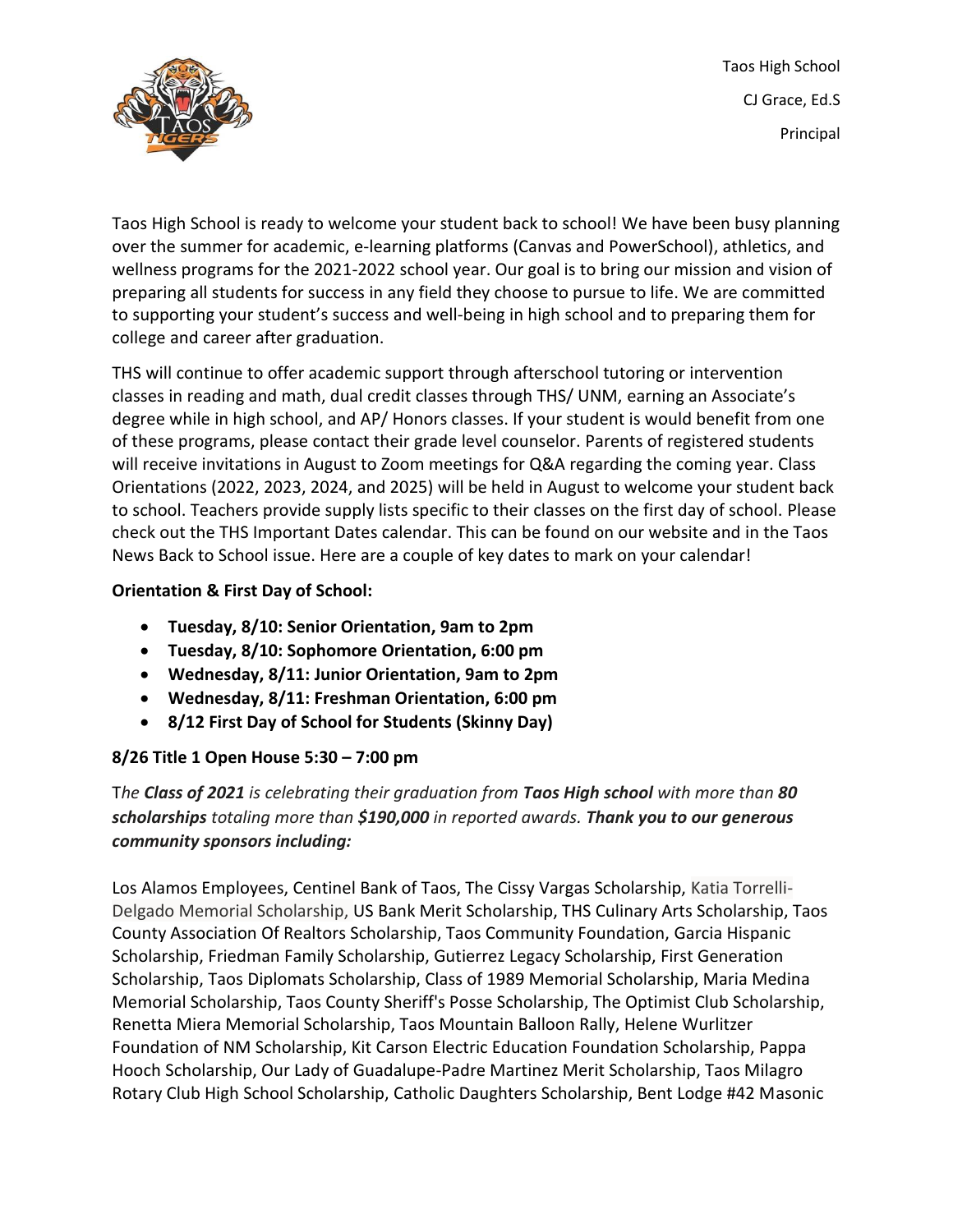Taos High School

CJ Grace, Ed.S

Principal

Taos High School is ready to welcome your student back to school! We have been busy planning over the summer for academic, e-learning platforms (Canvas and PowerSchool), athletics, and wellness programs for the 2021-2022 school year. Our goal is to bring our mission and vision of preparing all students for success in any field they choose to pursue to life. We are committed to supporting your student's success and well-being in high school and to preparing them for college and career after graduation.

THS will continue to offer academic support through afterschool tutoring or intervention classes in reading and math, dual credit classes through THS/ UNM, earning an Associate's degree while in high school, and AP/ Honors classes. If your student is would benefit from one of these programs, please contact their grade level counselor. Parents of registered students will receive invitations in August to Zoom meetings for Q&A regarding the coming year. Class Orientations (2022, 2023, 2024, and 2025) will be held in August to welcome your student back to school. Teachers provide supply lists specific to their classes on the first day of school. Please check out the THS Important Dates calendar. This can be found on our website and in the Taos News Back to School issue. Here are a couple of key dates to mark on your calendar!

**Orientation & First Day of School:**

- **Tuesday, 8/10: Senior Orientation, 9am to 2pm**
- **Tuesday, 8/10: Sophomore Orientation, 6:00 pm**
- **Wednesday, 8/11: Junior Orientation, 9am to 2pm**
- **Wednesday, 8/11: Freshman Orientation, 6:00 pm**
- **8/12 First Day of School for Students (Skinny Day)**

**8/26 Title 1 Open House 5:30 – 7:00 pm**

T*he **Class of 2021** is celebrating their graduation from **Taos High school** with more than **80 scholarships** totaling more than **$190,000** in reported awards. **Thank you to our generous community sponsors including:***

Los Alamos Employees, Centinel Bank of Taos, The Cissy Vargas Scholarship, Katia Torrelli-Delgado Memorial Scholarship, US Bank Merit Scholarship, THS Culinary Arts Scholarship, Taos County Association Of Realtors Scholarship, Taos Community Foundation, Garcia Hispanic Scholarship, Friedman Family Scholarship, Gutierrez Legacy Scholarship, First Generation Scholarship, Taos Diplomats Scholarship, Class of 1989 Memorial Scholarship, Maria Medina Memorial Scholarship, Taos County Sheriff's Posse Scholarship, The Optimist Club Scholarship, Renetta Miera Memorial Scholarship, Taos Mountain Balloon Rally, Helene Wurlitzer Foundation of NM Scholarship, Kit Carson Electric Education Foundation Scholarship, Pappa Hooch Scholarship, Our Lady of Guadalupe-Padre Martinez Merit Scholarship, Taos Milagro Rotary Club High School Scholarship, Catholic Daughters Scholarship, Bent Lodge #42 Masonic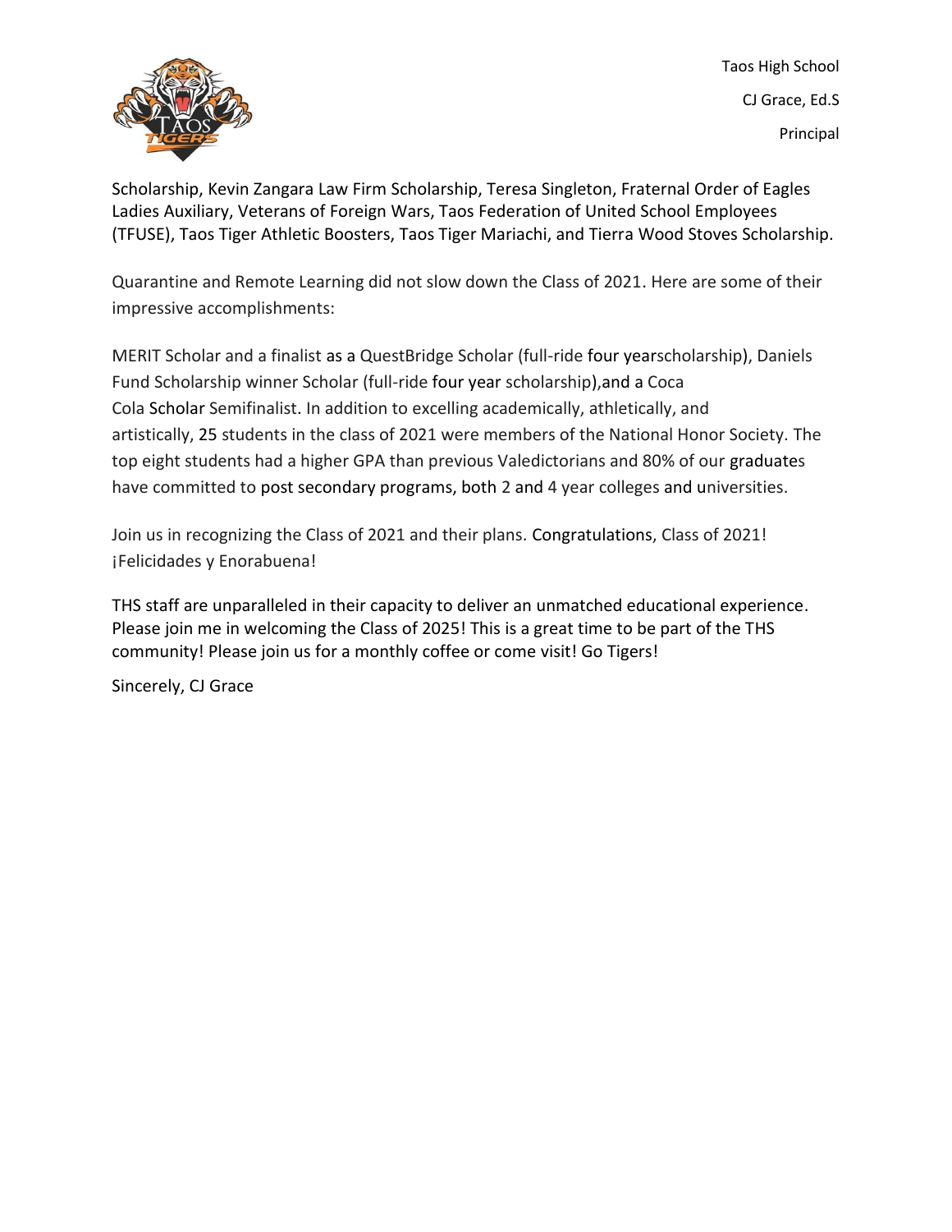Taos High School

CJ Grace, Ed.S

Principal

Scholarship, Kevin Zangara Law Firm Scholarship, Teresa Singleton, Fraternal Order of Eagles Ladies Auxiliary, Veterans of Foreign Wars, Taos Federation of United School Employees (TFUSE), Taos Tiger Athletic Boosters, Taos Tiger Mariachi, and Tierra Wood Stoves Scholarship.

Quarantine and Remote Learning did not slow down the Class of 2021. Here are some of their impressive accomplishments:

MERIT Scholar and a finalist as a QuestBridge Scholar (full-ride four yearscholarship), Daniels Fund Scholarship winner Scholar (full-ride four year scholarship),and a Coca Cola Scholar Semifinalist. In addition to excelling academically, athletically, and artistically, 25 students in the class of 2021 were members of the National Honor Society. The top eight students had a higher GPA than previous Valedictorians and 80% of our graduates have committed to post secondary programs, both 2 and 4 year colleges and universities.

Join us in recognizing the Class of 2021 and their plans. Congratulations, Class of 2021! ¡Felicidades y Enorabuena!

THS staff are unparalleled in their capacity to deliver an unmatched educational experience. Please join me in welcoming the Class of 2025! This is a great time to be part of the THS community! Please join us for a monthly coffee or come visit! Go Tigers!

Sincerely, CJ Grace